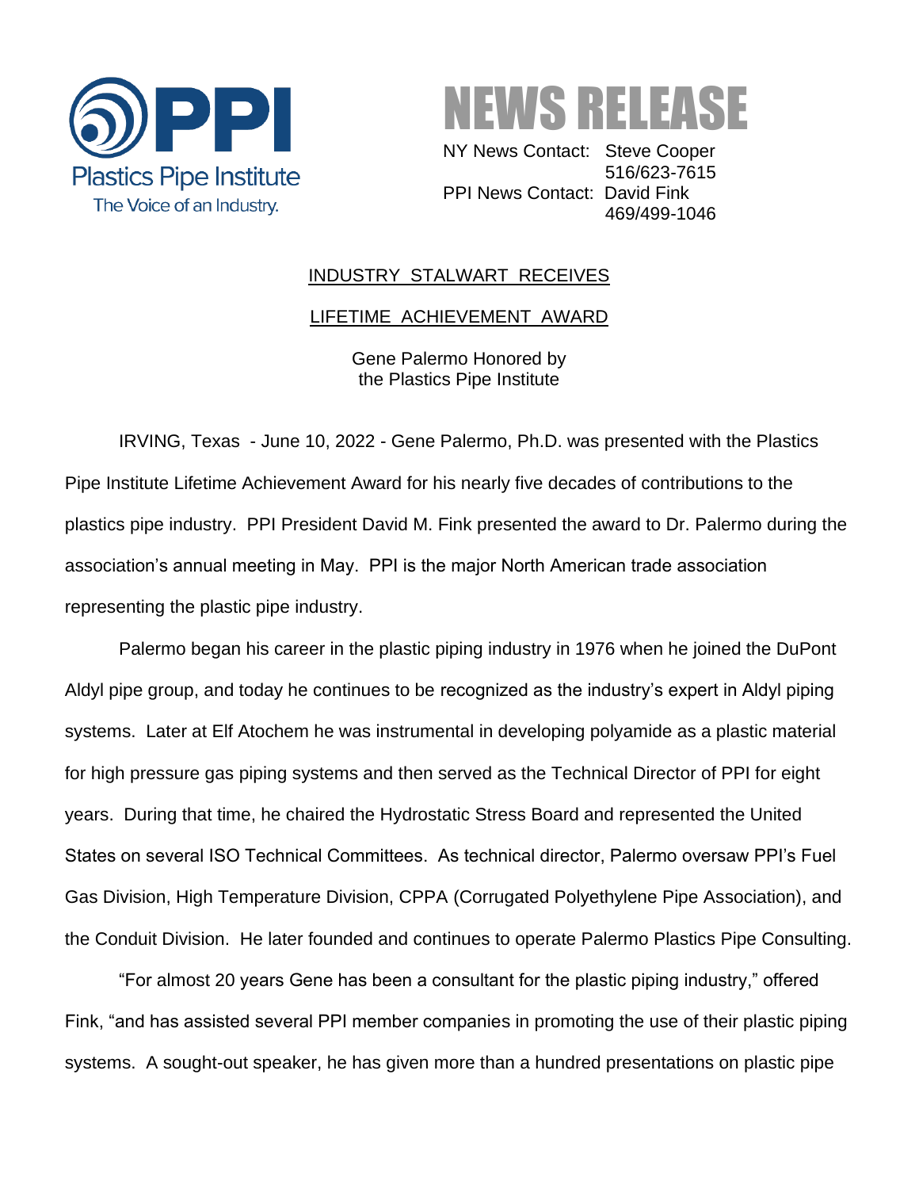**PPI**
Plastics Pipe Institute
The Voice of an Industry.

# NEWS RELEASE

NY News Contact: Steve Cooper
516/623-7615
PPI News Contact: David Fink
469/499-1046

## INDUSTRY STALWART RECEIVES LIFETIME ACHIEVEMENT AWARD

Gene Palermo Honored by
the Plastics Pipe Institute

IRVING, Texas - June 10, 2022 - Gene Palermo, Ph.D. was presented with the Plastics Pipe Institute Lifetime Achievement Award for his nearly five decades of contributions to the plastics pipe industry. PPI President David M. Fink presented the award to Dr. Palermo during the association's annual meeting in May. PPI is the major North American trade association representing the plastic pipe industry.

Palermo began his career in the plastic piping industry in 1976 when he joined the DuPont Aldyl pipe group, and today he continues to be recognized as the industry's expert in Aldyl piping systems. Later at Elf Atochem he was instrumental in developing polyamide as a plastic material for high pressure gas piping systems and then served as the Technical Director of PPI for eight years. During that time, he chaired the Hydrostatic Stress Board and represented the United States on several ISO Technical Committees. As technical director, Palermo oversaw PPI's Fuel Gas Division, High Temperature Division, CPPA (Corrugated Polyethylene Pipe Association), and the Conduit Division. He later founded and continues to operate Palermo Plastics Pipe Consulting.

"For almost 20 years Gene has been a consultant for the plastic piping industry," offered Fink, "and has assisted several PPI member companies in promoting the use of their plastic piping systems. A sought-out speaker, he has given more than a hundred presentations on plastic pipe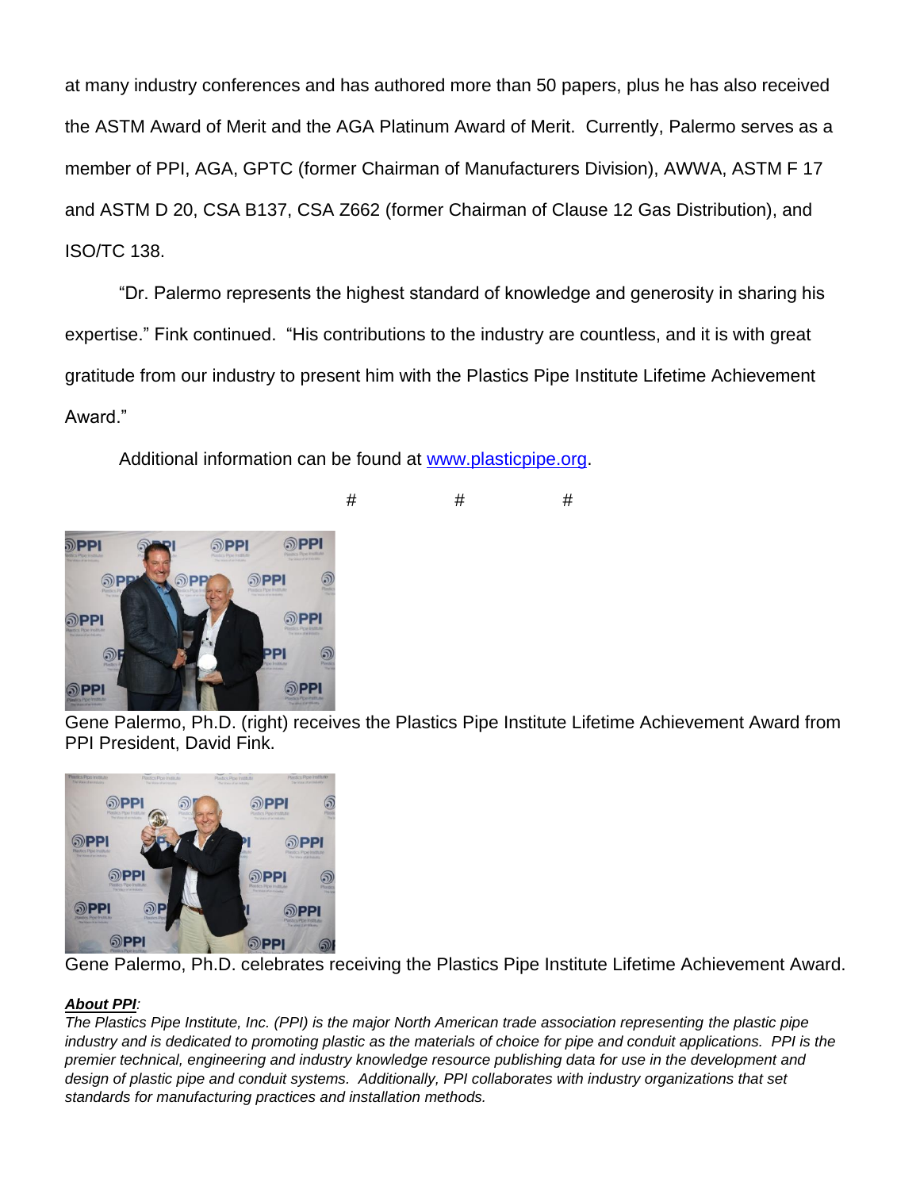at many industry conferences and has authored more than 50 papers, plus he has also received the ASTM Award of Merit and the AGA Platinum Award of Merit. Currently, Palermo serves as a member of PPI, AGA, GPTC (former Chairman of Manufacturers Division), AWWA, ASTM F 17 and ASTM D 20, CSA B137, CSA Z662 (former Chairman of Clause 12 Gas Distribution), and ISO/TC 138.

"Dr. Palermo represents the highest standard of knowledge and generosity in sharing his expertise." Fink continued. "His contributions to the industry are countless, and it is with great gratitude from our industry to present him with the Plastics Pipe Institute Lifetime Achievement Award."

Additional information can be found at [www.plasticpipe.org](www.plasticpipe.org).

# # #

Gene Palermo, Ph.D. (right) receives the Plastics Pipe Institute Lifetime Achievement Award from PPI President, David Fink.

Gene Palermo, Ph.D. celebrates receiving the Plastics Pipe Institute Lifetime Achievement Award.

***About PPI***:

*The Plastics Pipe Institute, Inc. (PPI) is the major North American trade association representing the plastic pipe industry and is dedicated to promoting plastic as the materials of choice for pipe and conduit applications. PPI is the premier technical, engineering and industry knowledge resource publishing data for use in the development and design of plastic pipe and conduit systems. Additionally, PPI collaborates with industry organizations that set standards for manufacturing practices and installation methods.*